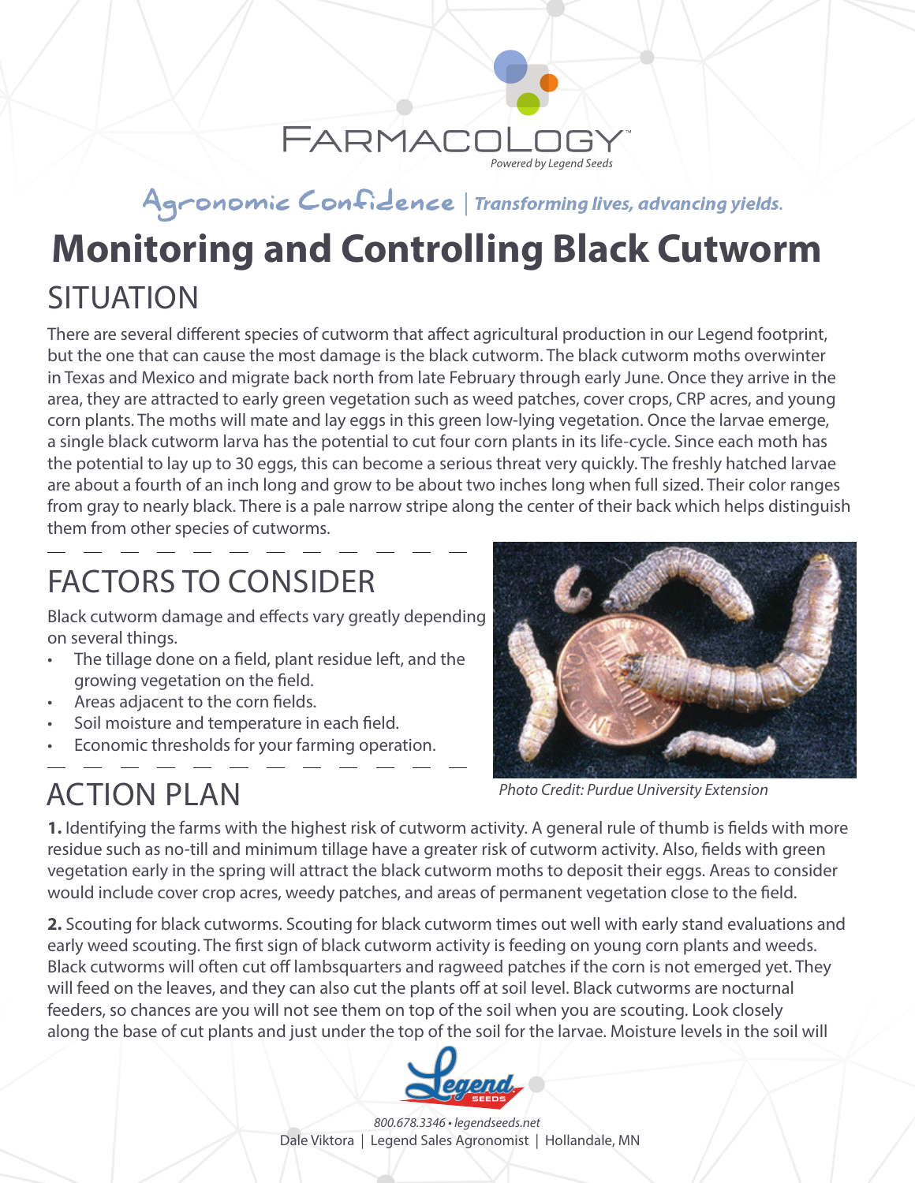FARMACOLOGY™

*Powered by Legend Seeds*

Agronomic Confidence | *Transforming lives, advancing yields.*

# Monitoring and Controlling Black Cutworm

## SITUATION

There are several different species of cutworm that affect agricultural production in our Legend footprint, but the one that can cause the most damage is the black cutworm. The black cutworm moths overwinter in Texas and Mexico and migrate back north from late February through early June. Once they arrive in the area, they are attracted to early green vegetation such as weed patches, cover crops, CRP acres, and young corn plants. The moths will mate and lay eggs in this green low-lying vegetation. Once the larvae emerge, a single black cutworm larva has the potential to cut four corn plants in its life-cycle. Since each moth has the potential to lay up to 30 eggs, this can become a serious threat very quickly. The freshly hatched larvae are about a fourth of an inch long and grow to be about two inches long when full sized. Their color ranges from gray to nearly black. There is a pale narrow stripe along the center of their back which helps distinguish them from other species of cutworms.

## FACTORS TO CONSIDER

Black cutworm damage and effects vary greatly depending on several things.

- The tillage done on a field, plant residue left, and the growing vegetation on the field.
- Areas adjacent to the corn fields.
- Soil moisture and temperature in each field.
- Economic thresholds for your farming operation.

*Photo Credit: Purdue University Extension*

## ACTION PLAN

**1.** Identifying the farms with the highest risk of cutworm activity. A general rule of thumb is fields with more residue such as no-till and minimum tillage have a greater risk of cutworm activity. Also, fields with green vegetation early in the spring will attract the black cutworm moths to deposit their eggs. Areas to consider would include cover crop acres, weedy patches, and areas of permanent vegetation close to the field.

**2.** Scouting for black cutworms. Scouting for black cutworm times out well with early stand evaluations and early weed scouting. The first sign of black cutworm activity is feeding on young corn plants and weeds. Black cutworms will often cut off lambsquarters and ragweed patches if the corn is not emerged yet. They will feed on the leaves, and they can also cut the plants off at soil level. Black cutworms are nocturnal feeders, so chances are you will not see them on top of the soil when you are scouting. Look closely along the base of cut plants and just under the top of the soil for the larvae. Moisture levels in the soil will

800.678.3346 • legendseeds.net

Dale Viktora | Legend Sales Agronomist | Hollandale, MN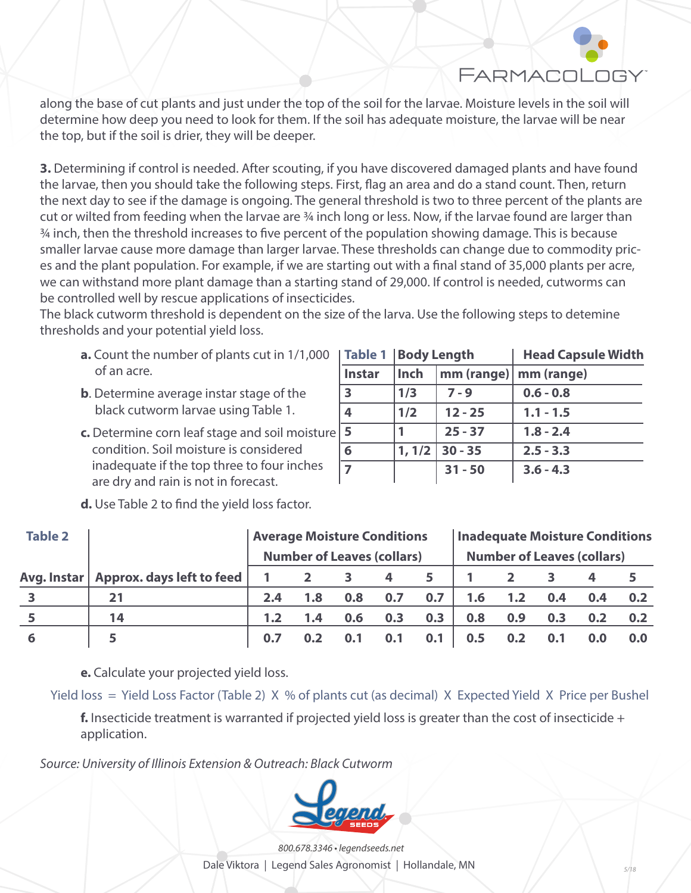along the base of cut plants and just under the top of the soil for the larvae. Moisture levels in the soil will determine how deep you need to look for them. If the soil has adequate moisture, the larvae will be near the top, but if the soil is drier, they will be deeper.

**3.** Determining if control is needed. After scouting, if you have discovered damaged plants and have found the larvae, then you should take the following steps. First, flag an area and do a stand count. Then, return the next day to see if the damage is ongoing. The general threshold is two to three percent of the plants are cut or wilted from feeding when the larvae are ¾ inch long or less. Now, if the larvae found are larger than ¾ inch, then the threshold increases to five percent of the population showing damage. This is because smaller larvae cause more damage than larger larvae. These thresholds can change due to commodity prices and the plant population. For example, if we are starting out with a final stand of 35,000 plants per acre, we can withstand more plant damage than a starting stand of 29,000. If control is needed, cutworms can be controlled well by rescue applications of insecticides.
The black cutworm threshold is dependent on the size of the larva. Use the following steps to detemine thresholds and your potential yield loss.

**a.** Count the number of plants cut in 1/1,000 of an acre.

**b**. Determine average instar stage of the black cutworm larvae using Table 1.

**c.** Determine corn leaf stage and soil moisture condition. Soil moisture is considered inadequate if the top three to four inches are dry and rain is not in forecast.

**d.** Use Table 2 to find the yield loss factor.

| Table 1 | Body Length | | Head Capsule Width |
|---|---|---|---|
| Instar | Inch | mm (range) | mm (range) |
| 3 | 1/3 | 7 - 9 | 0.6 - 0.8 |
| 4 | 1/2 | 12 - 25 | 1.1 - 1.5 |
| 5 | 1 | 25 - 37 | 1.8 - 2.4 |
| 6 | 1, 1/2 | 30 - 35 | 2.5 - 3.3 |
| 7 | | 31 - 50 | 3.6 - 4.3 |

| Table 2 | | Average Moisture Conditions | | | | | Inadequate Moisture Conditions | | | | |
|---|---|---|---|---|---|---|---|---|---|---|---|
| | | Number of Leaves (collars) | | | | | Number of Leaves (collars) | | | | |
| Avg. Instar | Approx. days left to feed | 1 | 2 | 3 | 4 | 5 | 1 | 2 | 3 | 4 | 5 |
| 3 | 21 | 2.4 | 1.8 | 0.8 | 0.7 | 0.7 | 1.6 | 1.2 | 0.4 | 0.4 | 0.2 |
| 5 | 14 | 1.2 | 1.4 | 0.6 | 0.3 | 0.3 | 0.8 | 0.9 | 0.3 | 0.2 | 0.2 |
| 6 | 5 | 0.7 | 0.2 | 0.1 | 0.1 | 0.1 | 0.5 | 0.2 | 0.1 | 0.0 | 0.0 |

**e.** Calculate your projected yield loss.

Yield loss = Yield Loss Factor (Table 2) X % of plants cut (as decimal) X Expected Yield X Price per Bushel

**f.** Insecticide treatment is warranted if projected yield loss is greater than the cost of insecticide + application.

*Source: University of Illinois Extension & Outreach: Black Cutworm*

800.678.3346 • legendseeds.net

Dale Viktora | Legend Sales Agronomist | Hollandale, MN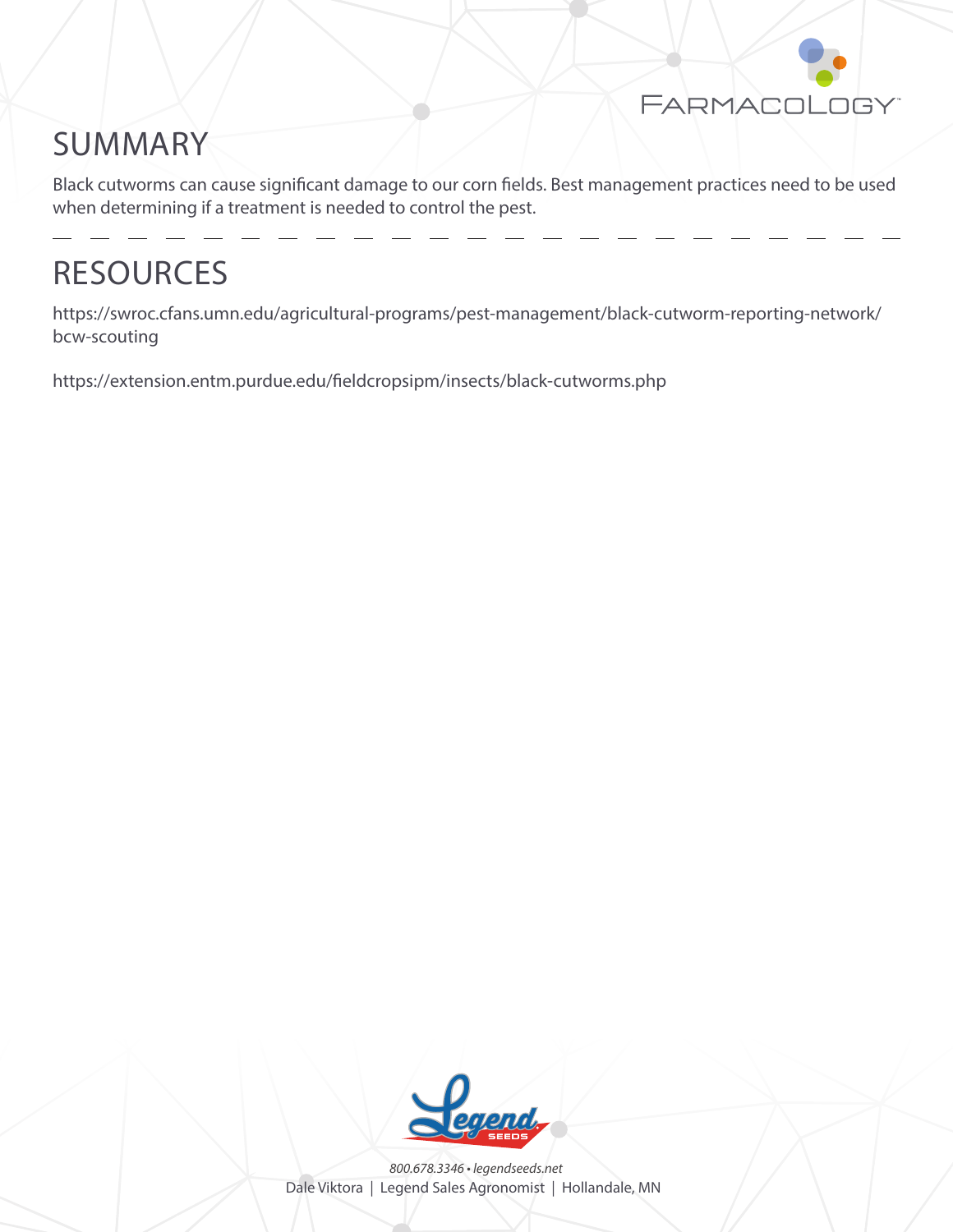## SUMMARY

Black cutworms can cause significant damage to our corn fields. Best management practices need to be used when determining if a treatment is needed to control the pest.

## RESOURCES

https://swroc.cfans.umn.edu/agricultural-programs/pest-management/black-cutworm-reporting-network/bcw-scouting

https://extension.entm.purdue.edu/fieldcropsipm/insects/black-cutworms.php

*800.678.3346 • legendseeds.net*

Dale Viktora | Legend Sales Agronomist | Hollandale, MN